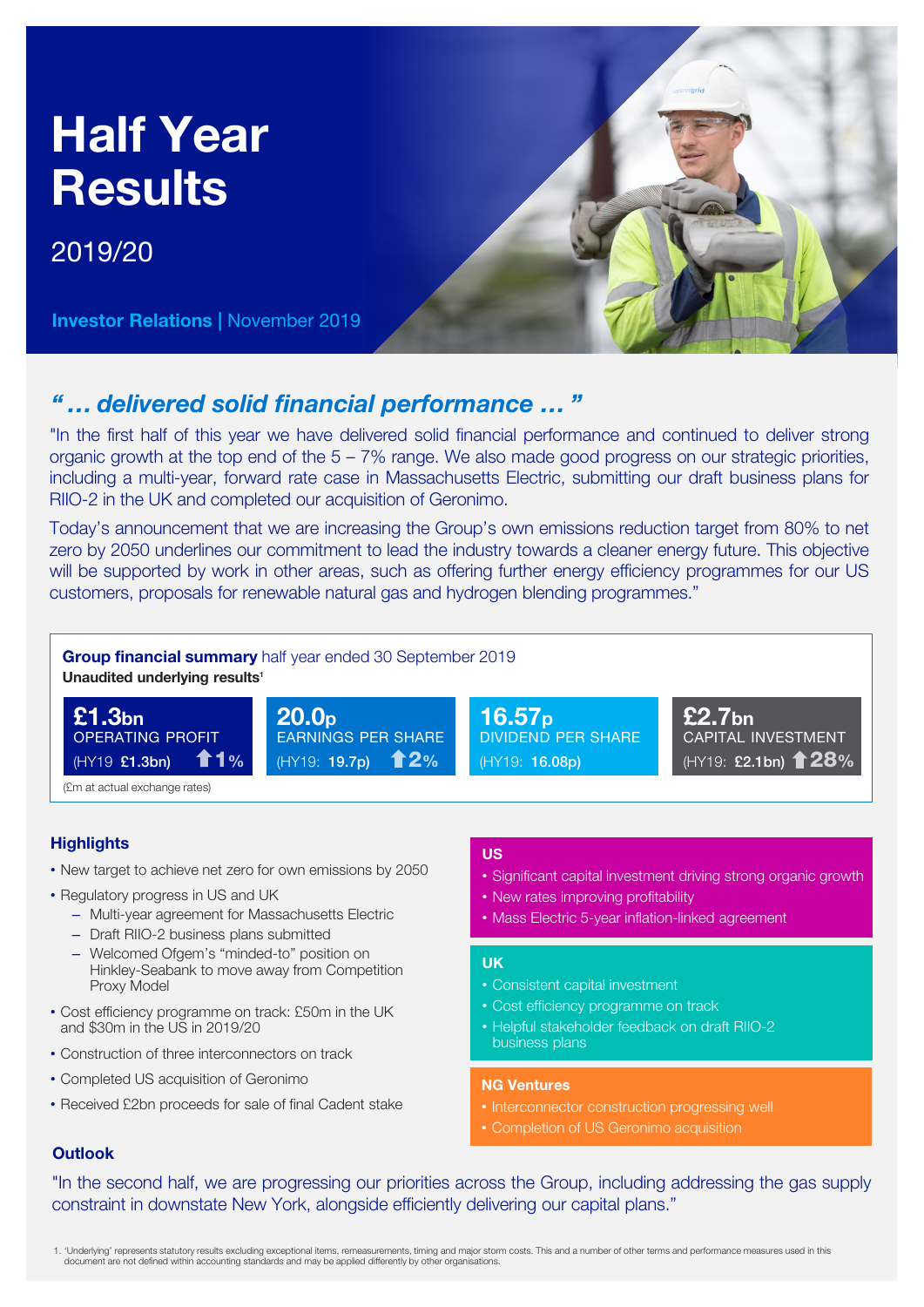# Half Year Results

2019/20

**Investor Relations** | November 2019

## *"… delivered solid financial performance …"*

"In the first half of this year we have delivered solid financial performance and continued to deliver strong organic growth at the top end of the 5 – 7% range. We also made good progress on our strategic priorities, including a multi-year, forward rate case in Massachusetts Electric, submitting our draft business plans for RIIO-2 in the UK and completed our acquisition of Geronimo.

Today's announcement that we are increasing the Group's own emissions reduction target from 80% to net zero by 2050 underlines our commitment to lead the industry towards a cleaner energy future. This objective will be supported by work in other areas, such as offering further energy efficiency programmes for our US customers, proposals for renewable natural gas and hydrogen blending programmes."

**Group financial summary** half year ended 30 September 2019
**Unaudited underlying results**[1]

| £1.3bn OPERATING PROFIT | 20.0p EARNINGS PER SHARE | 16.57p DIVIDEND PER SHARE | £2.7bn CAPITAL INVESTMENT |
|---|---|---|---|
| (HY19 **£1.3bn**) ⬆1% | (HY19: **19.7p**) ⬆2% | (HY19: **16.08p**) | (HY19: **£2.1bn**) ⬆28% |

(£m at actual exchange rates)

### Highlights

- New target to achieve net zero for own emissions by 2050
- Regulatory progress in US and UK
  - Multi-year agreement for Massachusetts Electric
  - Draft RIIO-2 business plans submitted
  - Welcomed Ofgem's "minded-to" position on Hinkley-Seabank to move away from Competition Proxy Model
- Cost efficiency programme on track: £50m in the UK and $30m in the US in 2019/20
- Construction of three interconnectors on track
- Completed US acquisition of Geronimo
- Received £2bn proceeds for sale of final Cadent stake

### US

- Significant capital investment driving strong organic growth
- New rates improving profitability
- Mass Electric 5-year inflation-linked agreement

### UK

- Consistent capital investment
- Cost efficiency programme on track
- Helpful stakeholder feedback on draft RIIO-2 business plans

### NG Ventures

- Interconnector construction progressing well
- Completion of US Geronimo acquisition

### Outlook

"In the second half, we are progressing our priorities across the Group, including addressing the gas supply constraint in downstate New York, alongside efficiently delivering our capital plans."

1. 'Underlying' represents statutory results excluding exceptional items, remeasurements, timing and major storm costs. This and a number of other terms and performance measures used in this document are not defined within accounting standards and may be applied differently by other organisations.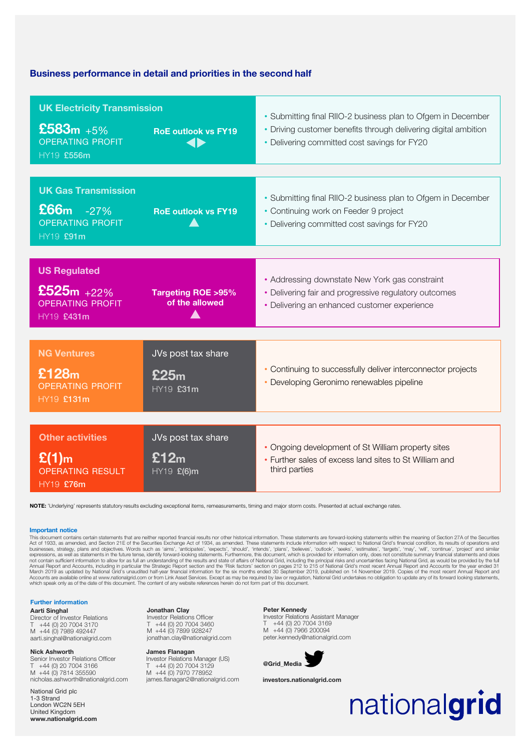## Business performance in detail and priorities in the second half

### UK Electricity Transmission

**£583m** +5%
OPERATING PROFIT
HY19 £556m

RoE outlook vs FY19 ◀▶

- Submitting final RIIO-2 business plan to Ofgem in December
- Driving customer benefits through delivering digital ambition
- Delivering committed cost savings for FY20

### UK Gas Transmission

**£66m** -27%
OPERATING PROFIT
HY19 £91m

RoE outlook vs FY19 ▲

- Submitting final RIIO-2 business plan to Ofgem in December
- Continuing work on Feeder 9 project
- Delivering committed cost savings for FY20

### US Regulated

**£525m** +22%
OPERATING PROFIT
HY19 £431m

Targeting ROE >95% of the allowed ▲

- Addressing downstate New York gas constraint
- Delivering fair and progressive regulatory outcomes
- Delivering an enhanced customer experience

### NG Ventures

**£128m**
OPERATING PROFIT
HY19 £131m

JVs post tax share
**£25m**
HY19 £31m

- Continuing to successfully deliver interconnector projects
- Developing Geronimo renewables pipeline

### Other activities

**£(1)m**
OPERATING RESULT
HY19 £76m

JVs post tax share
**£12m**
HY19 £(6)m

- Ongoing development of St William property sites
- Further sales of excess land sites to St William and third parties

**NOTE:** 'Underlying' represents statutory results excluding exceptional items, remeasurements, timing and major storm costs. Presented at actual exchange rates.

#### Important notice

This document contains certain statements that are neither reported financial results nor other historical information. These statements are forward-looking statements within the meaning of Section 27A of the Securities Act of 1933, as amended, and Section 21E of the Securities Exchange Act of 1934, as amended. These statements include information with respect to National Grid's financial condition, its results of operations and businesses, strategy, plans and objectives. Words such as 'aims', 'anticipates', 'expects', 'should', 'intends', 'plans', 'believes', 'outlook', 'seeks', 'estimates', 'targets', 'may', 'will', 'continue', 'project' and similar expressions, as well as statements in the future tense, identify forward-looking statements. Furthermore, this document, which is provided for information only, does not constitute summary financial statements and does not contain sufficient information to allow for as full an understanding of the results and state of affairs of National Grid, including the principal risks and uncertainties facing National Grid, as would be provided by the full Annual Report and Accounts, including in particular the Strategic Report section and the 'Risk factors' section on pages 212 to 215 of National Grid's most recent Annual Report and Accounts for the year ended 31 March 2019 as updated by National Grid's unaudited half-year financial information for the six months ended 30 September 2019, published on 14 November 2019. Copies of the most recent Annual Report and Accounts are available online at www.nationalgrid.com or from Link Asset Services. Except as may be required by law or regulation, National Grid undertakes no obligation to update any of its forward looking statements, which speak only as of the date of this document. The content of any website references herein do not form part of this document.

#### Further information

**Aarti Singhal**
Director of Investor Relations
T +44 (0) 20 7004 3170
M +44 (0) 7989 492447
aarti.singhal@nationalgrid.com

**Nick Ashworth**
Senior Investor Relations Officer
T +44 (0) 20 7004 3166
M +44 (0) 7814 355590
nicholas.ashworth@nationalgrid.com

**Jonathan Clay**
Investor Relations Officer
T +44 (0) 20 7004 3460
M +44 (0) 7899 928247
jonathan.clay@nationalgrid.com

**James Flanagan**
Investor Relations Manager (US)
T +44 (0) 20 7004 3129
M +44 (0) 7970 778952
james.flanagan2@nationalgrid.com

**Peter Kennedy**
Investor Relations Assistant Manager
T +44 (0) 20 7004 3169
M +44 (0) 7966 200094
peter.kennedy@nationalgrid.com

@Grid_Media

**investors.nationalgrid.com**

National Grid plc
1-3 Strand
London WC2N 5EH
United Kingdom
**www.nationalgrid.com**

nationalgrid